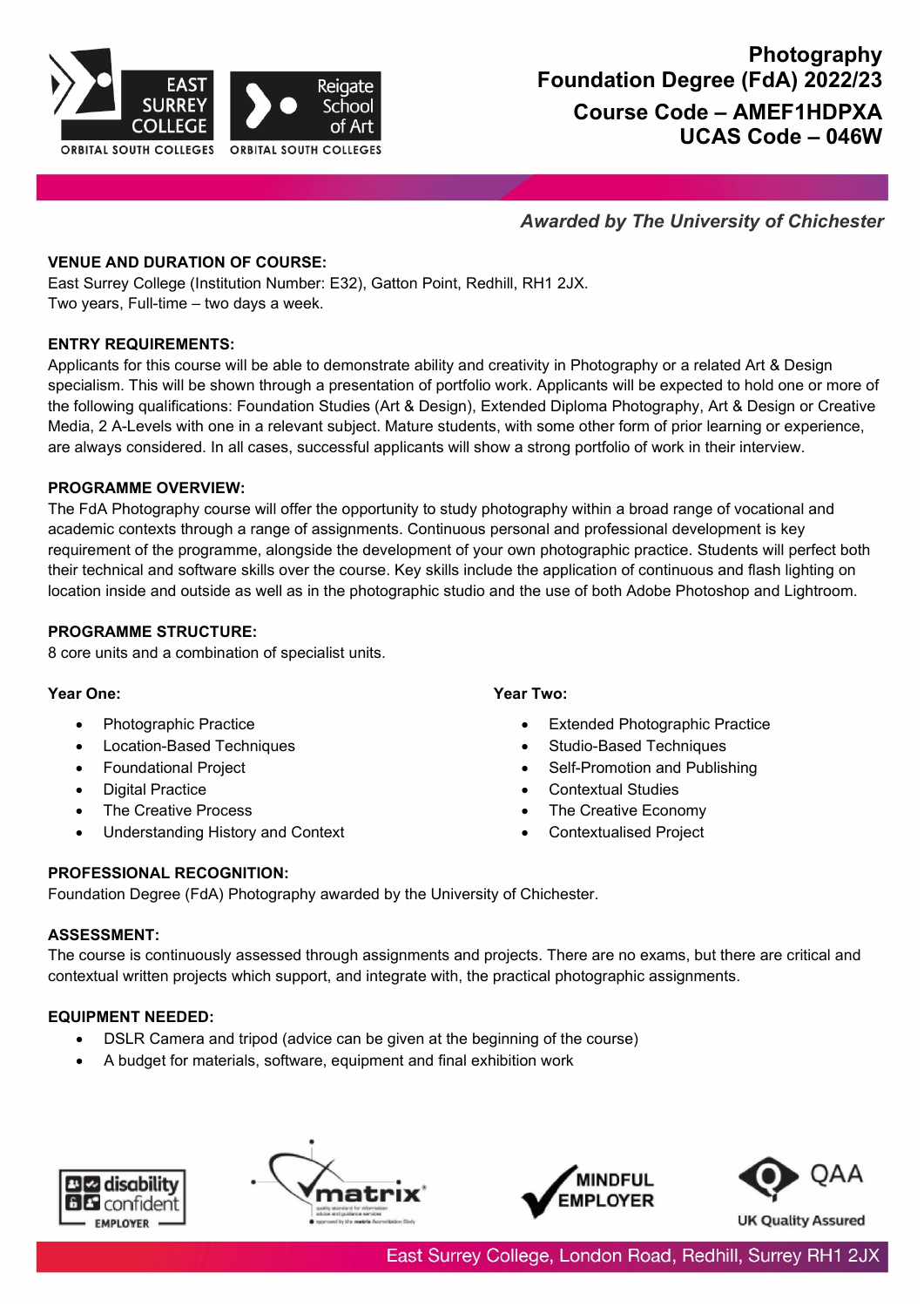# Photography Foundation Degree (FdA) 2022/23

## Course Code – AMEF1HDPXA
## UCAS Code – 046W

*Awarded by The University of Chichester*

**VENUE AND DURATION OF COURSE:**
East Surrey College (Institution Number: E32), Gatton Point, Redhill, RH1 2JX.
Two years, Full-time – two days a week.

**ENTRY REQUIREMENTS:**
Applicants for this course will be able to demonstrate ability and creativity in Photography or a related Art & Design specialism. This will be shown through a presentation of portfolio work. Applicants will be expected to hold one or more of the following qualifications: Foundation Studies (Art & Design), Extended Diploma Photography, Art & Design or Creative Media, 2 A-Levels with one in a relevant subject. Mature students, with some other form of prior learning or experience, are always considered. In all cases, successful applicants will show a strong portfolio of work in their interview.

**PROGRAMME OVERVIEW:**
The FdA Photography course will offer the opportunity to study photography within a broad range of vocational and academic contexts through a range of assignments. Continuous personal and professional development is key requirement of the programme, alongside the development of your own photographic practice. Students will perfect both their technical and software skills over the course. Key skills include the application of continuous and flash lighting on location inside and outside as well as in the photographic studio and the use of both Adobe Photoshop and Lightroom.

**PROGRAMME STRUCTURE:**
8 core units and a combination of specialist units.

**Year One:**

- Photographic Practice
- Location-Based Techniques
- Foundational Project
- Digital Practice
- The Creative Process
- Understanding History and Context

**Year Two:**

- Extended Photographic Practice
- Studio-Based Techniques
- Self-Promotion and Publishing
- Contextual Studies
- The Creative Economy
- Contextualised Project

**PROFESSIONAL RECOGNITION:**
Foundation Degree (FdA) Photography awarded by the University of Chichester.

**ASSESSMENT:**
The course is continuously assessed through assignments and projects. There are no exams, but there are critical and contextual written projects which support, and integrate with, the practical photographic assignments.

**EQUIPMENT NEEDED:**

- DSLR Camera and tripod (advice can be given at the beginning of the course)
- A budget for materials, software, equipment and final exhibition work

East Surrey College, London Road, Redhill, Surrey RH1 2JX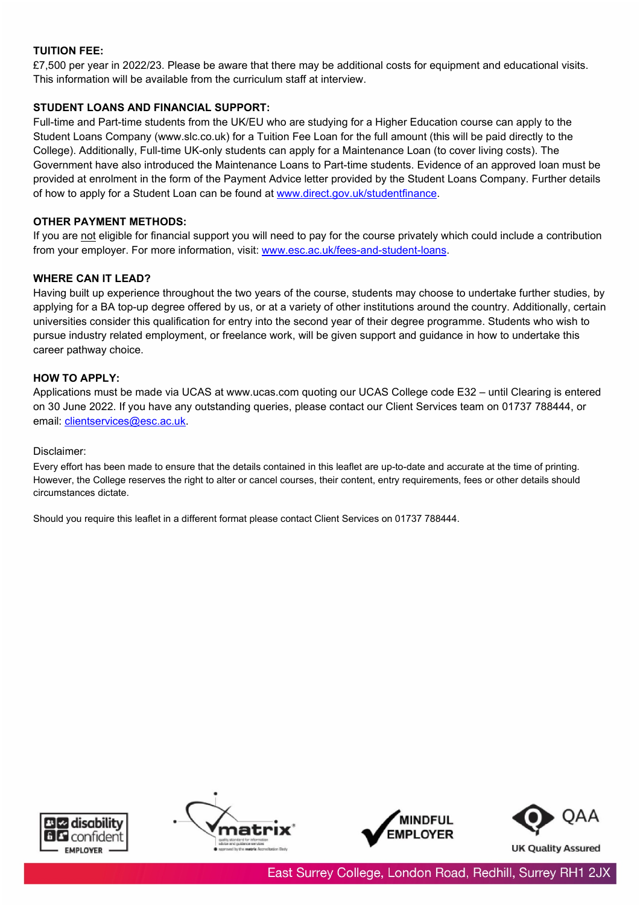**TUITION FEE:**
£7,500 per year in 2022/23. Please be aware that there may be additional costs for equipment and educational visits. This information will be available from the curriculum staff at interview.

**STUDENT LOANS AND FINANCIAL SUPPORT:**
Full-time and Part-time students from the UK/EU who are studying for a Higher Education course can apply to the Student Loans Company (www.slc.co.uk) for a Tuition Fee Loan for the full amount (this will be paid directly to the College). Additionally, Full-time UK-only students can apply for a Maintenance Loan (to cover living costs). The Government have also introduced the Maintenance Loans to Part-time students. Evidence of an approved loan must be provided at enrolment in the form of the Payment Advice letter provided by the Student Loans Company. Further details of how to apply for a Student Loan can be found at www.direct.gov.uk/studentfinance.

**OTHER PAYMENT METHODS:**
If you are not eligible for financial support you will need to pay for the course privately which could include a contribution from your employer. For more information, visit: www.esc.ac.uk/fees-and-student-loans.

**WHERE CAN IT LEAD?**
Having built up experience throughout the two years of the course, students may choose to undertake further studies, by applying for a BA top-up degree offered by us, or at a variety of other institutions around the country. Additionally, certain universities consider this qualification for entry into the second year of their degree programme. Students who wish to pursue industry related employment, or freelance work, will be given support and guidance in how to undertake this career pathway choice.

**HOW TO APPLY:**
Applications must be made via UCAS at www.ucas.com quoting our UCAS College code E32 – until Clearing is entered on 30 June 2022. If you have any outstanding queries, please contact our Client Services team on 01737 788444, or email: clientservices@esc.ac.uk.

Disclaimer:

Every effort has been made to ensure that the details contained in this leaflet are up-to-date and accurate at the time of printing. However, the College reserves the right to alter or cancel courses, their content, entry requirements, fees or other details should circumstances dictate.

Should you require this leaflet in a different format please contact Client Services on 01737 788444.

East Surrey College, London Road, Redhill, Surrey RH1 2JX